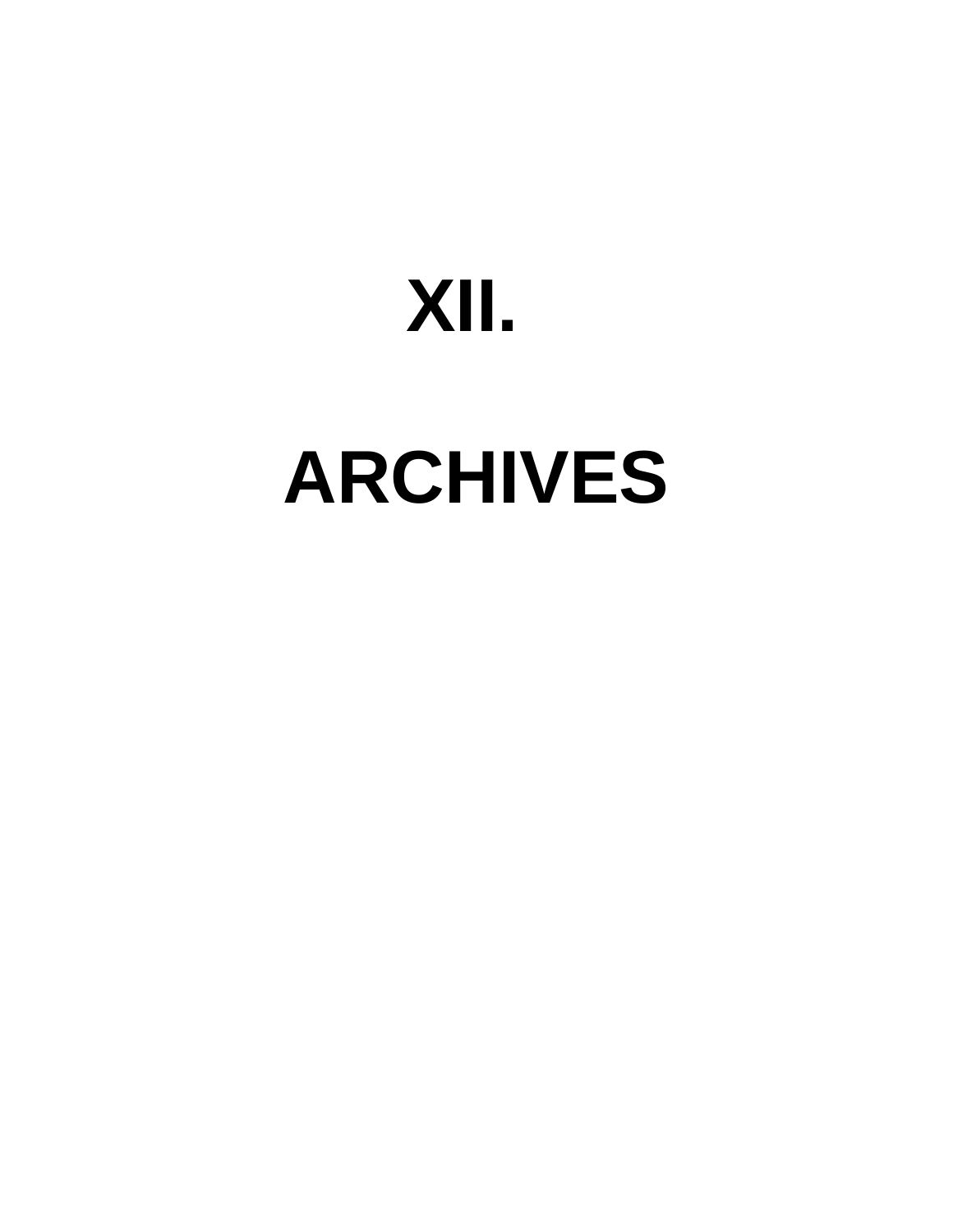# XII.

# ARCHIVES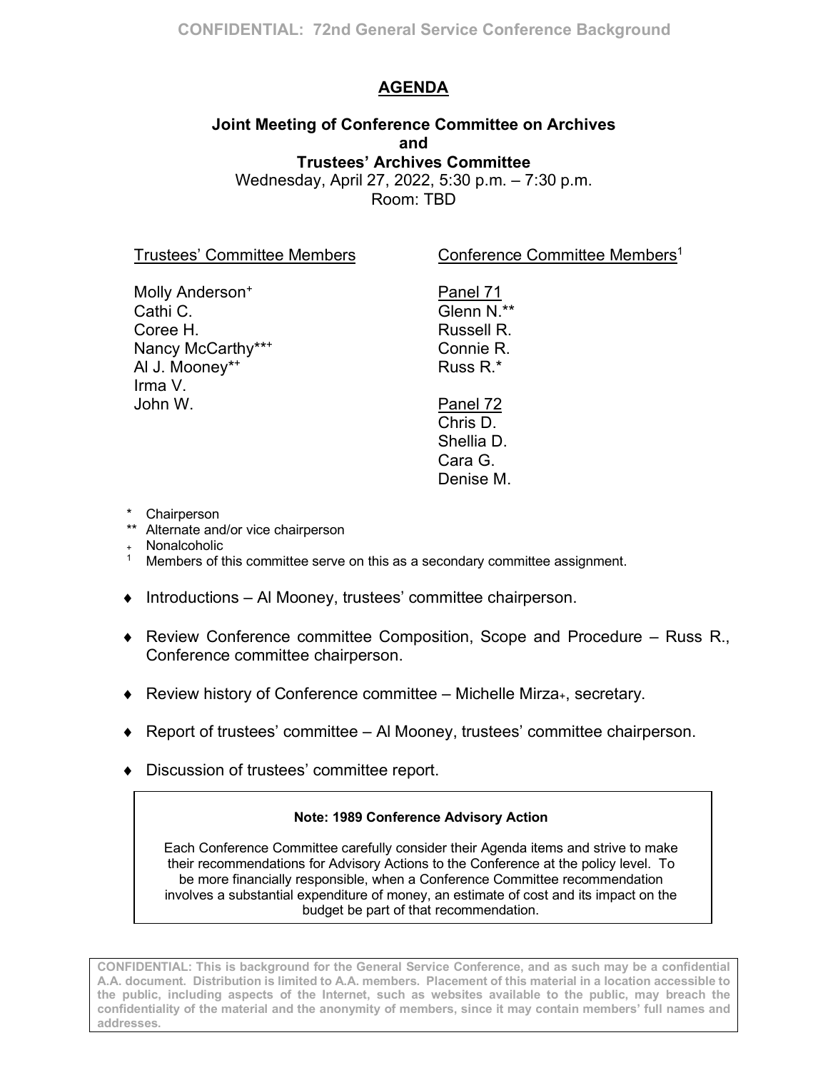## AGENDA

**Joint Meeting of Conference Committee on Archives**
**and**
**Trustees' Archives Committee**
Wednesday, April 27, 2022, 5:30 p.m. – 7:30 p.m.
Room: TBD

| Trustees' Committee Members | Conference Committee Members[1] |
|---|---|
| Molly Anderson+ | Panel 71 |
| Cathi C. | Glenn N.** |
| Coree H. | Russell R. |
| Nancy McCarthy***+ | Connie R. |
| Al J. Mooney**+ | Russ R.* |
| Irma V. | |
| John W. | Panel 72 |
| | Chris D. |
| | Shellia D. |
| | Cara G. |
| | Denise M. |

\* Chairperson
** Alternate and/or vice chairperson
+ Nonalcoholic
[1] Members of this committee serve on this as a secondary committee assignment.

- Introductions – Al Mooney, trustees' committee chairperson.
- Review Conference committee Composition, Scope and Procedure – Russ R., Conference committee chairperson.
- Review history of Conference committee – Michelle Mirza+, secretary.
- Report of trustees' committee – Al Mooney, trustees' committee chairperson.
- Discussion of trustees' committee report.

> **Note: 1989 Conference Advisory Action**
>
> Each Conference Committee carefully consider their Agenda items and strive to make their recommendations for Advisory Actions to the Conference at the policy level. To be more financially responsible, when a Conference Committee recommendation involves a substantial expenditure of money, an estimate of cost and its impact on the budget be part of that recommendation.

**CONFIDENTIAL: This is background for the General Service Conference, and as such may be a confidential A.A. document. Distribution is limited to A.A. members. Placement of this material in a location accessible to the public, including aspects of the Internet, such as websites available to the public, may breach the confidentiality of the material and the anonymity of members, since it may contain members' full names and addresses.**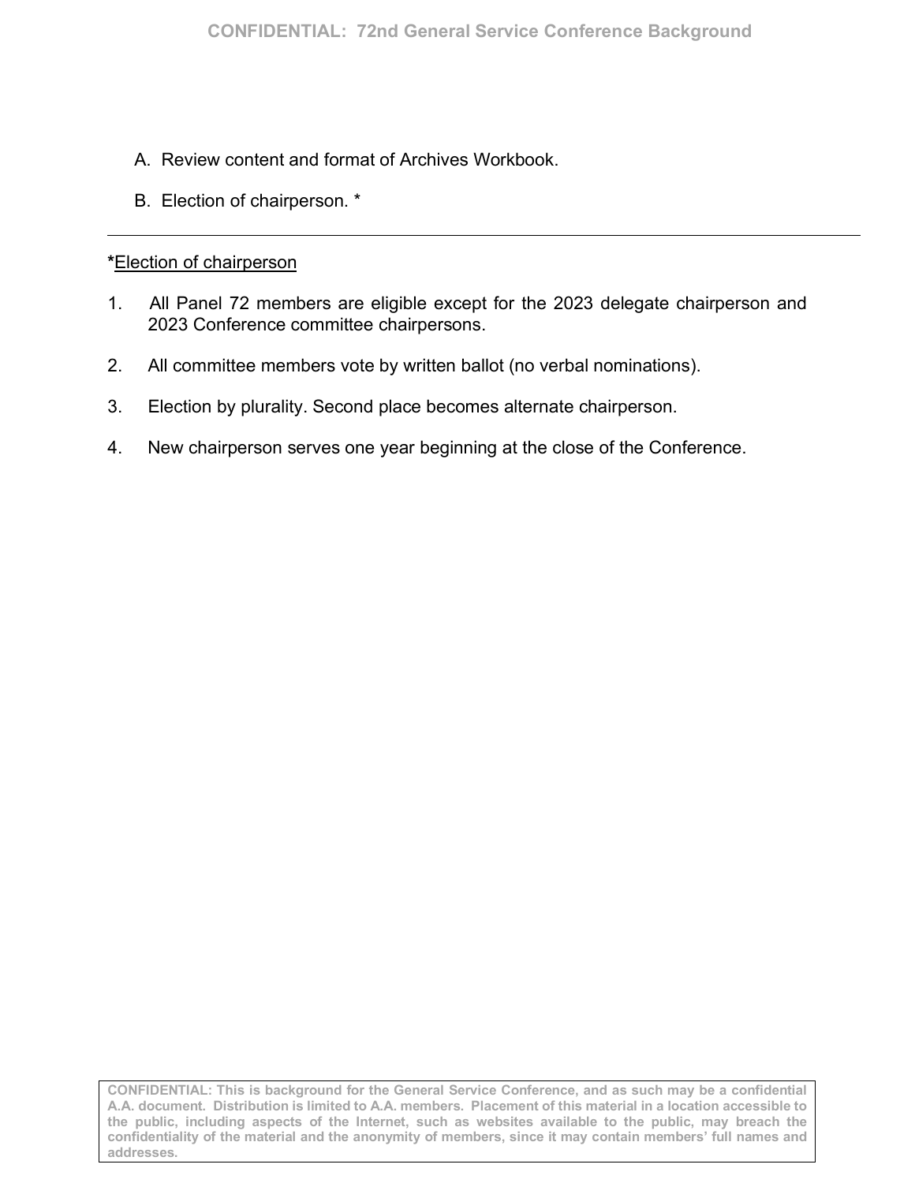A. Review content and format of Archives Workbook.

B. Election of chairperson. *

---

***Election of chairperson**

1. All Panel 72 members are eligible except for the 2023 delegate chairperson and 2023 Conference committee chairpersons.

2. All committee members vote by written ballot (no verbal nominations).

3. Election by plurality. Second place becomes alternate chairperson.

4. New chairperson serves one year beginning at the close of the Conference.

**CONFIDENTIAL: This is background for the General Service Conference, and as such may be a confidential A.A. document. Distribution is limited to A.A. members. Placement of this material in a location accessible to the public, including aspects of the Internet, such as websites available to the public, may breach the confidentiality of the material and the anonymity of members, since it may contain members' full names and addresses.**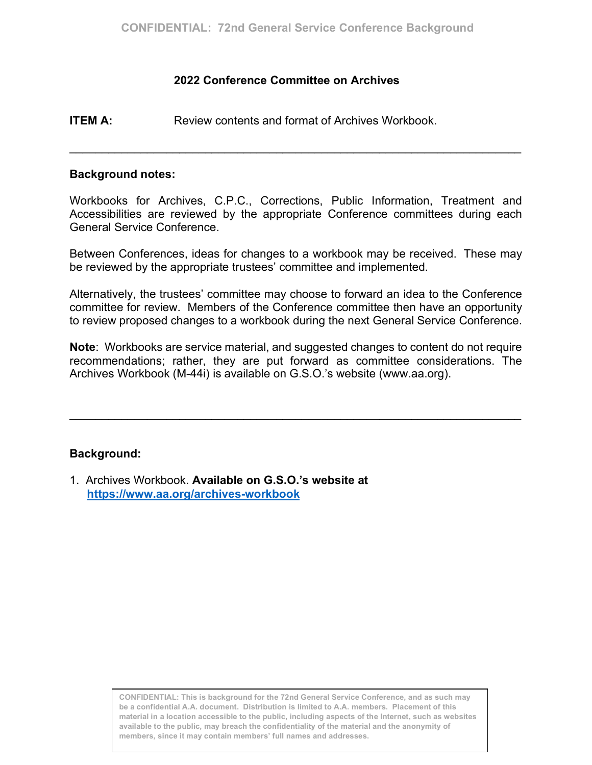## 2022 Conference Committee on Archives

**ITEM A:** Review contents and format of Archives Workbook.

---

**Background notes:**

Workbooks for Archives, C.P.C., Corrections, Public Information, Treatment and Accessibilities are reviewed by the appropriate Conference committees during each General Service Conference.

Between Conferences, ideas for changes to a workbook may be received. These may be reviewed by the appropriate trustees' committee and implemented.

Alternatively, the trustees' committee may choose to forward an idea to the Conference committee for review. Members of the Conference committee then have an opportunity to review proposed changes to a workbook during the next General Service Conference.

**Note**: Workbooks are service material, and suggested changes to content do not require recommendations; rather, they are put forward as committee considerations. The Archives Workbook (M-44i) is available on G.S.O.'s website (www.aa.org).

---

**Background:**

1. Archives Workbook. **Available on G.S.O.'s website at [https://www.aa.org/archives-workbook](https://www.aa.org/archives-workbook)**

CONFIDENTIAL: This is background for the 72nd General Service Conference, and as such may be a confidential A.A. document. Distribution is limited to A.A. members. Placement of this material in a location accessible to the public, including aspects of the Internet, such as websites available to the public, may breach the confidentiality of the material and the anonymity of members, since it may contain members' full names and addresses.